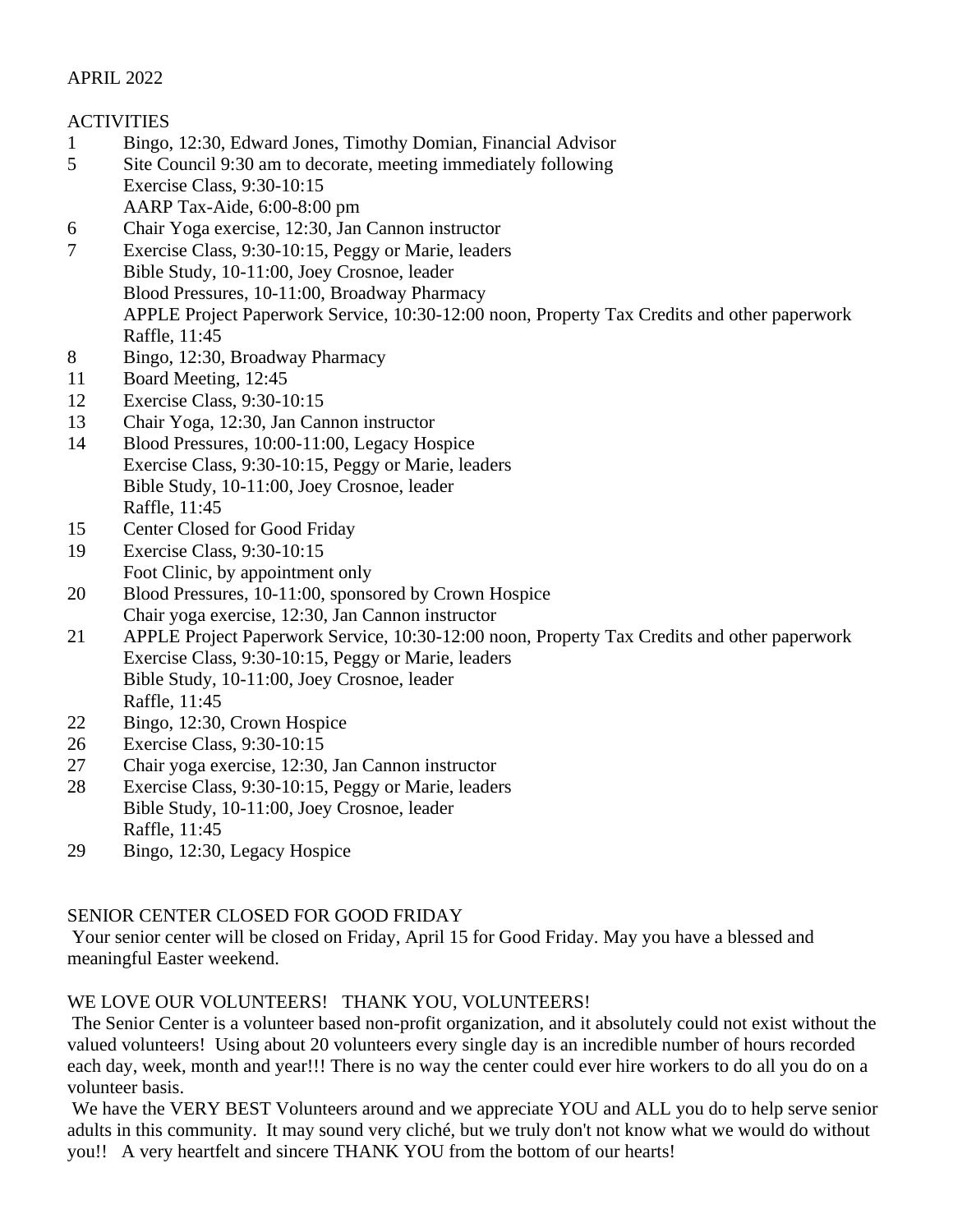APRIL 2022

ACTIVITIES

| | |
|---|---|
| 1 | Bingo, 12:30, Edward Jones, Timothy Domian, Financial Advisor |
| 5 | Site Council 9:30 am to decorate, meeting immediately following |
| | Exercise Class, 9:30-10:15 |
| | AARP Tax-Aide, 6:00-8:00 pm |
| 6 | Chair Yoga exercise, 12:30, Jan Cannon instructor |
| 7 | Exercise Class, 9:30-10:15, Peggy or Marie, leaders |
| | Bible Study, 10-11:00, Joey Crosnoe, leader |
| | Blood Pressures, 10-11:00, Broadway Pharmacy |
| | APPLE Project Paperwork Service, 10:30-12:00 noon, Property Tax Credits and other paperwork |
| | Raffle, 11:45 |
| 8 | Bingo, 12:30, Broadway Pharmacy |
| 11 | Board Meeting, 12:45 |
| 12 | Exercise Class, 9:30-10:15 |
| 13 | Chair Yoga, 12:30, Jan Cannon instructor |
| 14 | Blood Pressures, 10:00-11:00, Legacy Hospice |
| | Exercise Class, 9:30-10:15, Peggy or Marie, leaders |
| | Bible Study, 10-11:00, Joey Crosnoe, leader |
| | Raffle, 11:45 |
| 15 | Center Closed for Good Friday |
| 19 | Exercise Class, 9:30-10:15 |
| | Foot Clinic, by appointment only |
| 20 | Blood Pressures, 10-11:00, sponsored by Crown Hospice |
| | Chair yoga exercise, 12:30, Jan Cannon instructor |
| 21 | APPLE Project Paperwork Service, 10:30-12:00 noon, Property Tax Credits and other paperwork |
| | Exercise Class, 9:30-10:15, Peggy or Marie, leaders |
| | Bible Study, 10-11:00, Joey Crosnoe, leader |
| | Raffle, 11:45 |
| 22 | Bingo, 12:30, Crown Hospice |
| 26 | Exercise Class, 9:30-10:15 |
| 27 | Chair yoga exercise, 12:30, Jan Cannon instructor |
| 28 | Exercise Class, 9:30-10:15, Peggy or Marie, leaders |
| | Bible Study, 10-11:00, Joey Crosnoe, leader |
| | Raffle, 11:45 |
| 29 | Bingo, 12:30, Legacy Hospice |

SENIOR CENTER CLOSED FOR GOOD FRIDAY

Your senior center will be closed on Friday, April 15 for Good Friday. May you have a blessed and meaningful Easter weekend.

WE LOVE OUR VOLUNTEERS!   THANK YOU, VOLUNTEERS!

The Senior Center is a volunteer based non-profit organization, and it absolutely could not exist without the valued volunteers! Using about 20 volunteers every single day is an incredible number of hours recorded each day, week, month and year!!! There is no way the center could ever hire workers to do all you do on a volunteer basis.

We have the VERY BEST Volunteers around and we appreciate YOU and ALL you do to help serve senior adults in this community. It may sound very cliché, but we truly don't not know what we would do without you!!   A very heartfelt and sincere THANK YOU from the bottom of our hearts!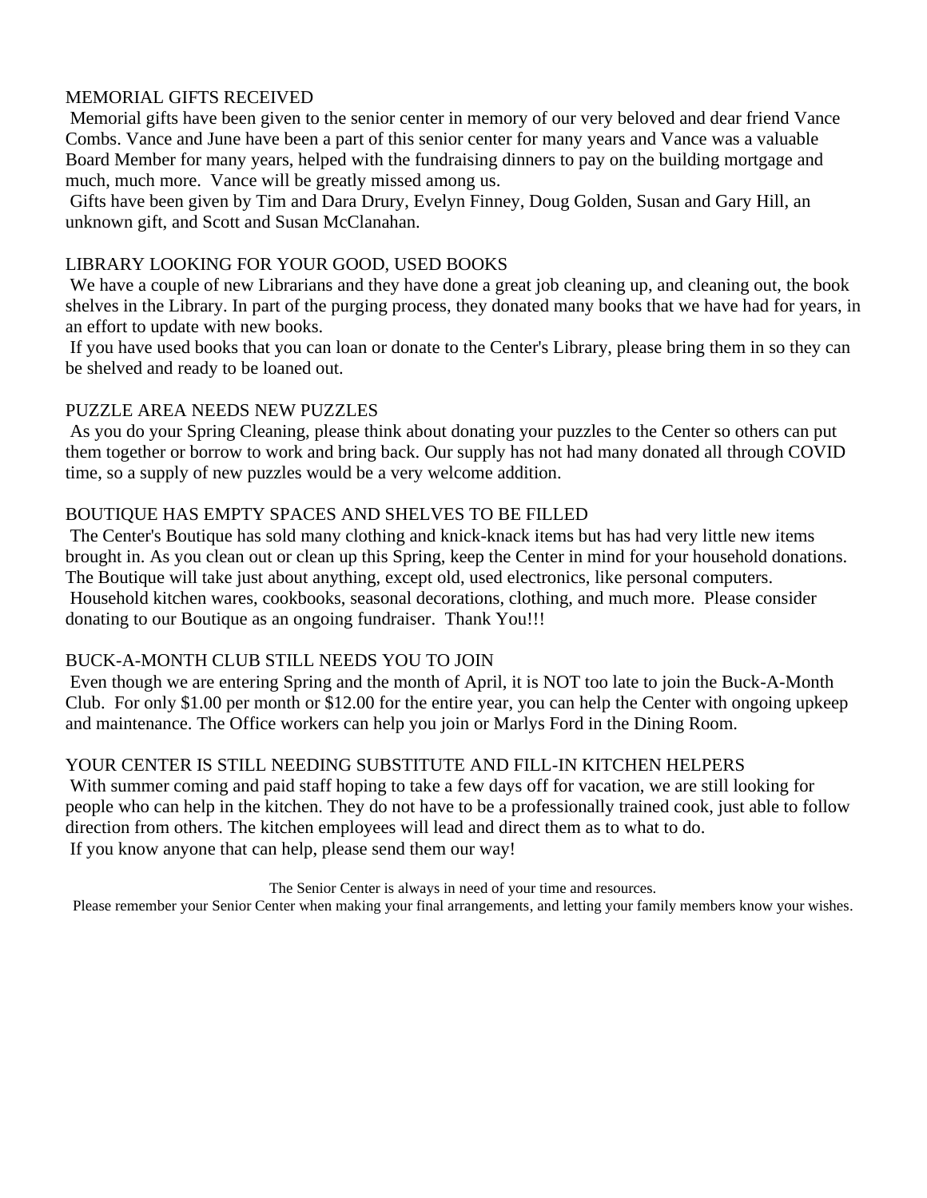## MEMORIAL GIFTS RECEIVED

Memorial gifts have been given to the senior center in memory of our very beloved and dear friend Vance Combs. Vance and June have been a part of this senior center for many years and Vance was a valuable Board Member for many years, helped with the fundraising dinners to pay on the building mortgage and much, much more. Vance will be greatly missed among us.

Gifts have been given by Tim and Dara Drury, Evelyn Finney, Doug Golden, Susan and Gary Hill, an unknown gift, and Scott and Susan McClanahan.

## LIBRARY LOOKING FOR YOUR GOOD, USED BOOKS

We have a couple of new Librarians and they have done a great job cleaning up, and cleaning out, the book shelves in the Library. In part of the purging process, they donated many books that we have had for years, in an effort to update with new books.

If you have used books that you can loan or donate to the Center's Library, please bring them in so they can be shelved and ready to be loaned out.

## PUZZLE AREA NEEDS NEW PUZZLES

As you do your Spring Cleaning, please think about donating your puzzles to the Center so others can put them together or borrow to work and bring back. Our supply has not had many donated all through COVID time, so a supply of new puzzles would be a very welcome addition.

## BOUTIQUE HAS EMPTY SPACES AND SHELVES TO BE FILLED

The Center's Boutique has sold many clothing and knick-knack items but has had very little new items brought in. As you clean out or clean up this Spring, keep the Center in mind for your household donations. The Boutique will take just about anything, except old, used electronics, like personal computers.

Household kitchen wares, cookbooks, seasonal decorations, clothing, and much more. Please consider donating to our Boutique as an ongoing fundraiser. Thank You!!!

## BUCK-A-MONTH CLUB STILL NEEDS YOU TO JOIN

Even though we are entering Spring and the month of April, it is NOT too late to join the Buck-A-Month Club. For only $1.00 per month or $12.00 for the entire year, you can help the Center with ongoing upkeep and maintenance. The Office workers can help you join or Marlys Ford in the Dining Room.

## YOUR CENTER IS STILL NEEDING SUBSTITUTE AND FILL-IN KITCHEN HELPERS

With summer coming and paid staff hoping to take a few days off for vacation, we are still looking for people who can help in the kitchen. They do not have to be a professionally trained cook, just able to follow direction from others. The kitchen employees will lead and direct them as to what to do.

If you know anyone that can help, please send them our way!

The Senior Center is always in need of your time and resources.
Please remember your Senior Center when making your final arrangements, and letting your family members know your wishes.